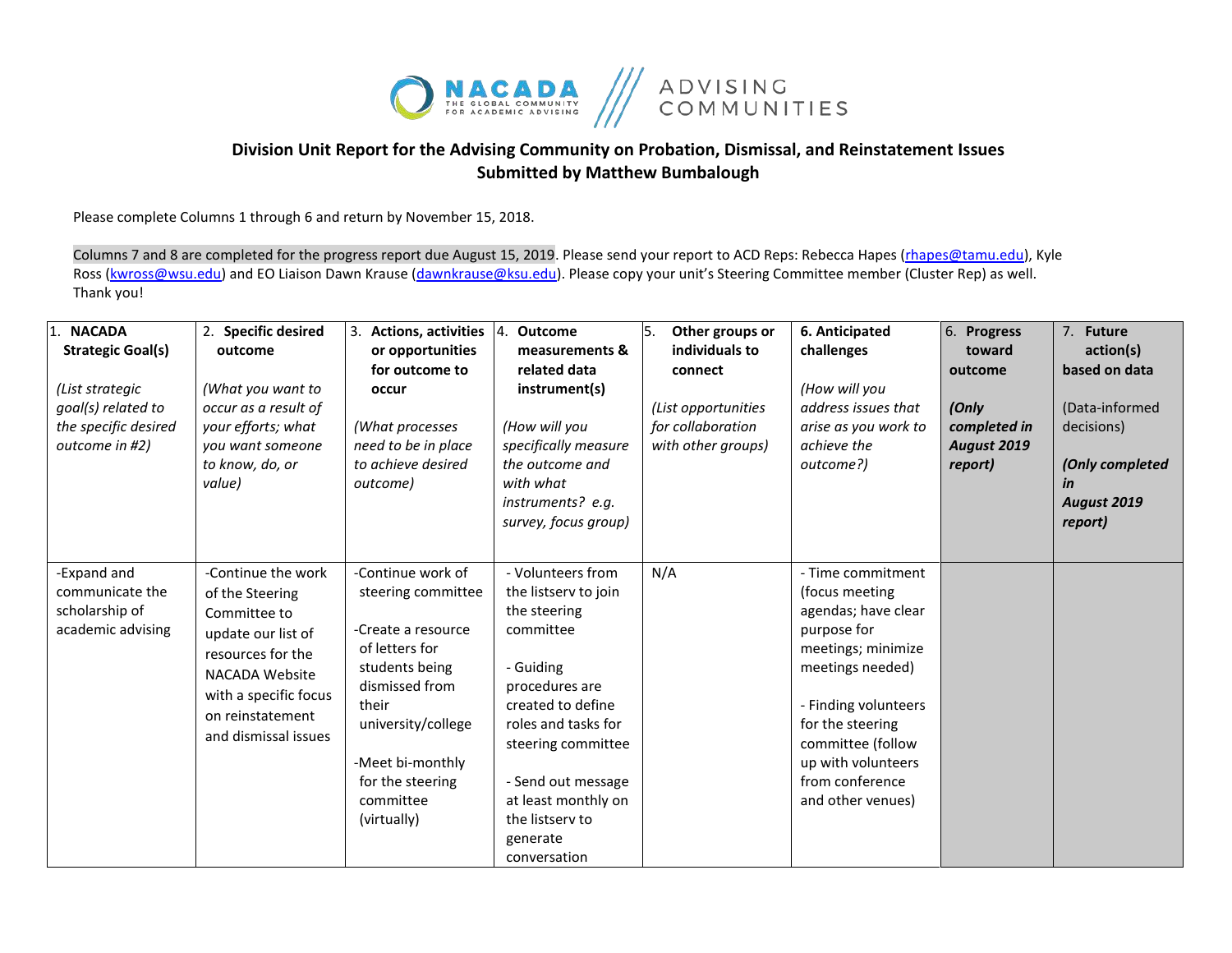**Division Unit Report for the Advising Community on Probation, Dismissal, and Reinstatement Issues**
**Submitted by Matthew Bumbalough**

Please complete Columns 1 through 6 and return by November 15, 2018.

Columns 7 and 8 are completed for the progress report due August 15, 2019. Please send your report to ACD Reps: Rebecca Hapes (rhapes@tamu.edu), Kyle Ross (kwross@wsu.edu) and EO Liaison Dawn Krause (dawnkrause@ksu.edu). Please copy your unit's Steering Committee member (Cluster Rep) as well. Thank you!

| 1. **NACADA Strategic Goal(s)** *(List strategic goal(s) related to the specific desired outcome in #2)* | 2. **Specific desired outcome** *(What you want to occur as a result of your efforts; what you want someone to know, do, or value)* | 3. **Actions, activities or opportunities for outcome to occur** *(What processes need to be in place to achieve desired outcome)* | 4. **Outcome measurements & related data instrument(s)** *(How will you specifically measure the outcome and with what instruments? e.g. survey, focus group)* | 5. **Other groups or individuals to connect** *(List opportunities for collaboration with other groups)* | **6. Anticipated challenges** *(How will you address issues that arise as you work to achieve the outcome?)* | 6. **Progress toward outcome** ***(Only completed in August 2019 report)*** | 7. **Future action(s) based on data** (Data-informed decisions) ***(Only completed in August 2019 report)*** |
|---|---|---|---|---|---|---|---|
| -Expand and communicate the scholarship of academic advising | -Continue the work of the Steering Committee to update our list of resources for the NACADA Website with a specific focus on reinstatement and dismissal issues | -Continue work of steering committee<br><br>-Create a resource of letters for students being dismissed from their university/college<br><br>-Meet bi-monthly for the steering committee (virtually) | - Volunteers from the listserv to join the steering committee<br><br>- Guiding procedures are created to define roles and tasks for steering committee<br><br>- Send out message at least monthly on the listserv to generate conversation | N/A | - Time commitment (focus meeting agendas; have clear purpose for meetings; minimize meetings needed)<br><br>- Finding volunteers for the steering committee (follow up with volunteers from conference and other venues) | | |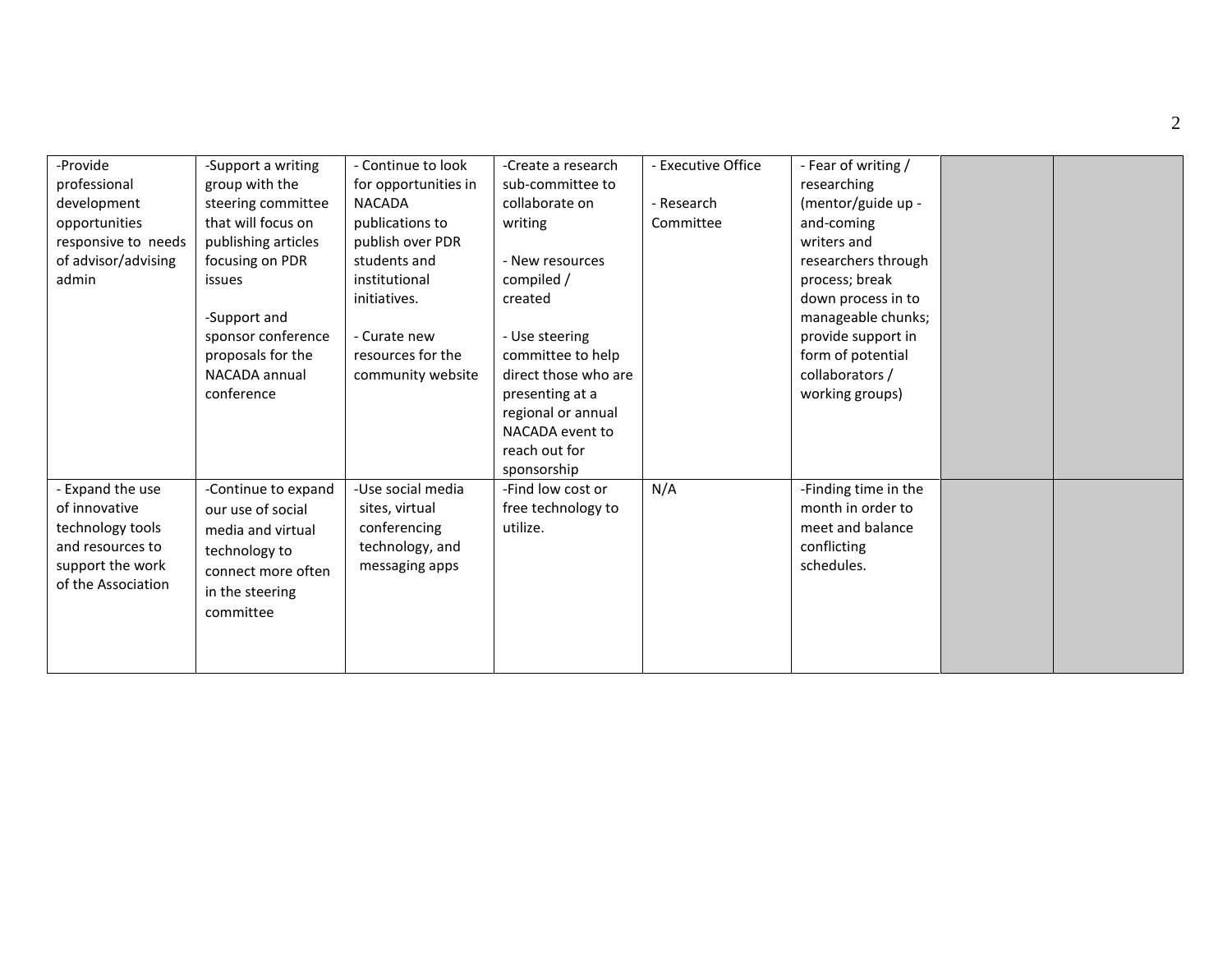| | | | | | | | |
|---|---|---|---|---|---|---|---|
| -Provide professional development opportunities responsive to needs of advisor/advising admin | -Support a writing group with the steering committee that will focus on publishing articles focusing on PDR issues<br><br>-Support and sponsor conference proposals for the NACADA annual conference | - Continue to look for opportunities in NACADA publications to publish over PDR students and institutional initiatives.<br><br>- Curate new resources for the community website | -Create a research sub-committee to collaborate on writing<br><br>- New resources compiled / created<br><br>- Use steering committee to help direct those who are presenting at a regional or annual NACADA event to reach out for sponsorship | - Executive Office<br><br>- Research Committee | - Fear of writing / researching (mentor/guide up -and-coming writers and researchers through process; break down process in to manageable chunks; provide support in form of potential collaborators / working groups) | | |
| - Expand the use of innovative technology tools and resources to support the work of the Association | -Continue to expand our use of social media and virtual technology to connect more often in the steering committee | -Use social media sites, virtual conferencing technology, and messaging apps | -Find low cost or free technology to utilize. | N/A | -Finding time in the month in order to meet and balance conflicting schedules. | | |